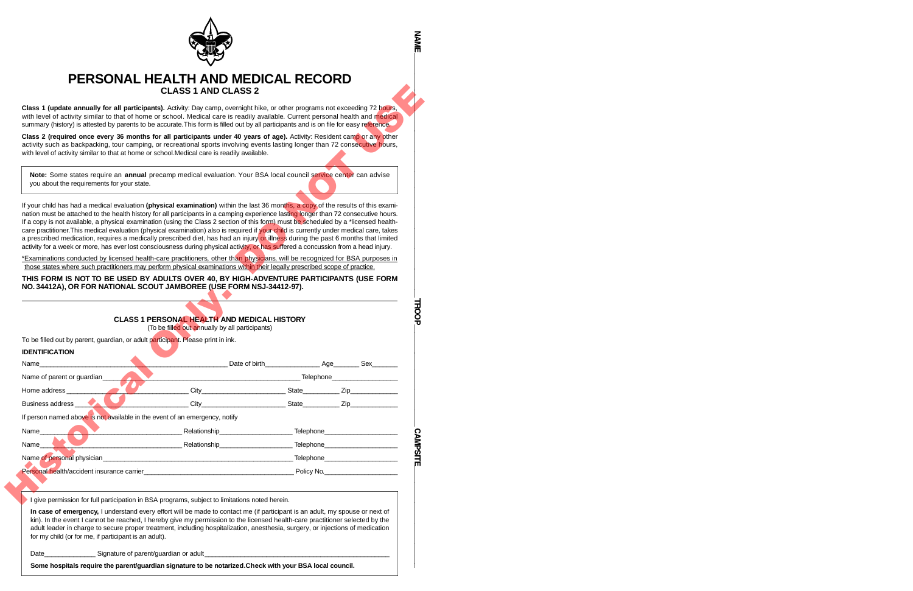# PERSONAL HEALTH AND MEDICAL RECORD

## CLASS 1 AND CLASS 2

**Class 1 (update annually for all participants).** Activity: Day camp, overnight hike, or other programs not exceeding 72 hours, with level of activity similar to that of home or school. Medical care is readily available. Current personal health and medical summary (history) is attested by parents to be accurate. This form is filled out by all participants and is on file for easy reference.

**Class 2 (required once every 36 months for all participants under 40 years of age).** Activity: Resident camp or any other activity such as backpacking, tour camping, or recreational sports involving events lasting longer than 72 consecutive hours, with level of activity similar to that at home or school. Medical care is readily available.

> **Note:** Some states require an **annual** precamp medical evaluation. Your BSA local council service center can advise you about the requirements for your state.

If your child has had a medical evaluation **(physical examination)** within the last 36 months, a copy of the results of this examination must be attached to the health history for all participants in a camping experience lasting longer than 72 consecutive hours. If a copy is not available, a physical examination (using the Class 2 section of this form) must be scheduled by a *licensed health-care practitioner. This medical evaluation (physical examination) also is required if your child is currently under medical care, takes a prescribed medication, requires a medically prescribed diet, has had an injury or illness during the past 6 months that limited activity for a week or more, has ever lost consciousness during physical activity, or has suffered a concussion from a head injury.

*Examinations conducted by licensed health-care practitioners, other than physicians, will be recognized for BSA purposes in those states where such practitioners may perform physical examinations within their legally prescribed scope of practice.

**THIS FORM IS NOT TO BE USED BY ADULTS OVER 40, BY HIGH-ADVENTURE PARTICIPANTS (USE FORM NO. 34412A), OR FOR NATIONAL SCOUT JAMBOREE (USE FORM NSJ-34412-97).**

---

### CLASS 1 PERSONAL HEALTH AND MEDICAL HISTORY

(To be filled out annually by all participants)

To be filled out by parent, guardian, or adult participant. Please print in ink.

**IDENTIFICATION**

Name______________________________ Date of birth__________ Age______ Sex______

Name of parent or guardian______________________________ Telephone______________

Home address______________________ City______________ State________ Zip__________

Business address____________________ City______________ State________ Zip__________

If person named above is not available in the event of an emergency, notify

Name______________________ Relationship______________ Telephone______________

Name______________________ Relationship______________ Telephone______________

Name of personal physician______________________________ Telephone______________

Personal health/accident insurance carrier______________________ Policy No.______________

I give permission for full participation in BSA programs, subject to limitations noted herein.

**In case of emergency,** I understand every effort will be made to contact me (if participant is an adult, my spouse or next of kin). In the event I cannot be reached, I hereby give my permission to the licensed health-care practitioner selected by the adult leader in charge to secure proper treatment, including hospitalization, anesthesia, surgery, or injections of medication for my child (or for me, if participant is an adult).

Date____________ Signature of parent/guardian or adult______________________________

**Some hospitals require the parent/guardian signature to be notarized. Check with your BSA local council.**

NAME______________ TROOP______________ CAMPSITE______________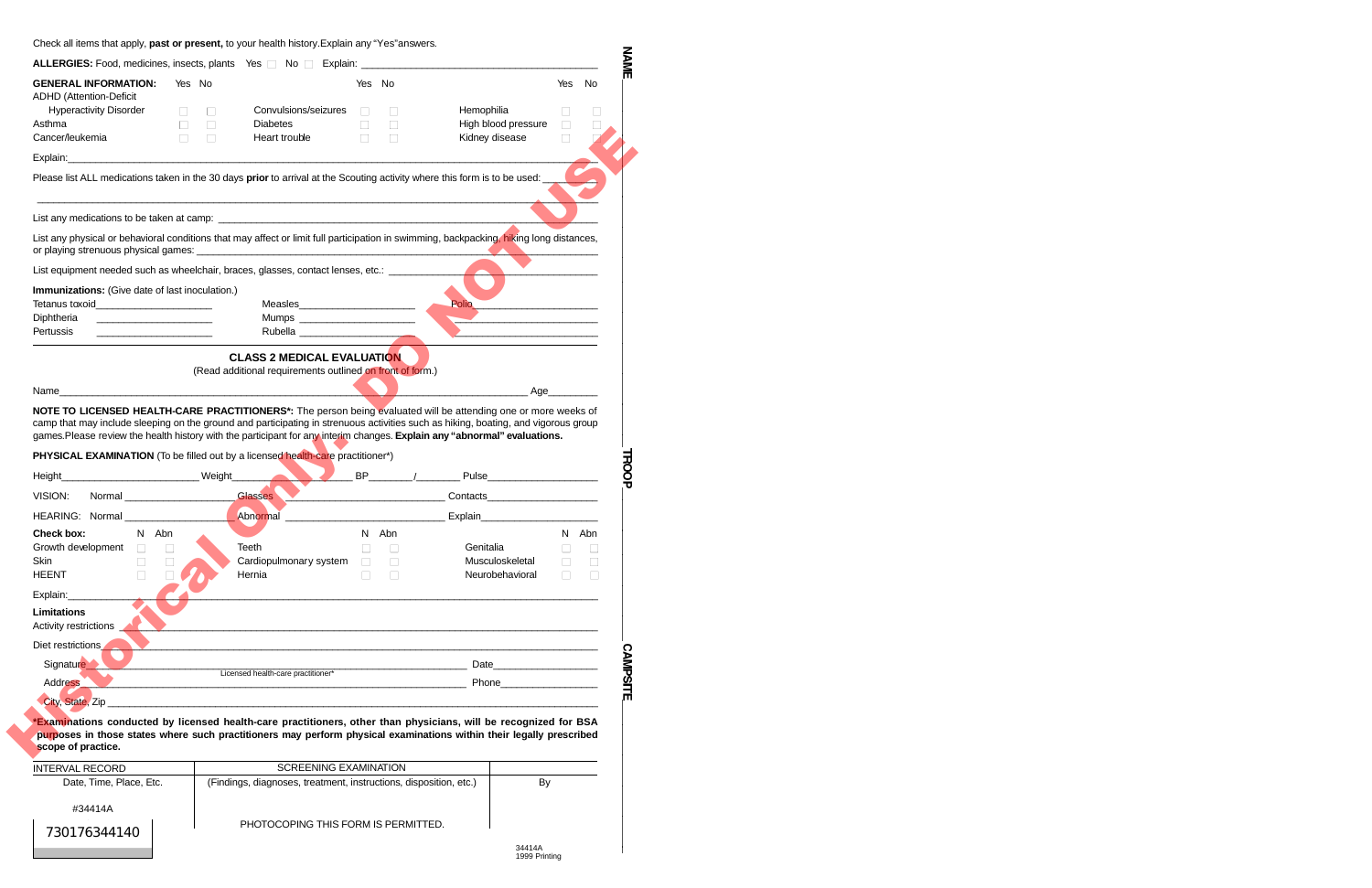Check all items that apply, **past or present,** to your health history.Explain any "Yes"answers.

**ALLERGIES:** Food, medicines, insects, plants Yes ☐ No ☐ Explain: ___________________________________________

| **GENERAL INFORMATION:** | Yes | No | | Yes | No | | Yes | No |
|---|---|---|---|---|---|---|---|---|
| ADHD (Attention-Deficit Hyperactivity Disorder | ☐ | ☐ | Convulsions/seizures | ☐ | ☐ | Hemophilia | ☐ | ☐ |
| Asthma | ☐ | ☐ | Diabetes | ☐ | ☐ | High blood pressure | ☐ | ☐ |
| Cancer/leukemia | ☐ | ☐ | Heart trouble | ☐ | ☐ | Kidney disease | ☐ | ☐ |

Explain:___________________________________________

Please list ALL medications taken in the 30 days **prior** to arrival at the Scouting activity where this form is to be used: ___________

___________________________________________

List any medications to be taken at camp: ___________________________________________

List any physical or behavioral conditions that may affect or limit full participation in swimming, backpacking, hiking long distances, or playing strenuous physical games: ___________________________________________

List equipment needed such as wheelchair, braces, glasses, contact lenses, etc.: ___________________________________________

**Immunizations:** (Give date of last inoculation.)

| | | | | | |
|---|---|---|---|---|---|
| Tetanus toxoid | ________ | Measles | ________ | Polio | ________ |
| Diphtheria | ________ | Mumps | ________ | | ________ |
| Pertussis | ________ | Rubella | ________ | | ________ |

## CLASS 2 MEDICAL EVALUATION

(Read additional requirements outlined on front of form.)

Name___________________________________________ Age________

**NOTE TO LICENSED HEALTH-CARE PRACTITIONERS\*:** The person being evaluated will be attending one or more weeks of camp that may include sleeping on the ground and participating in strenuous activities such as hiking, boating, and vigorous group games.Please review the health history with the participant for any interim changes. **Explain any "abnormal" evaluations.**

**PHYSICAL EXAMINATION** (To be filled out by a licensed health-care practitioner*)

Height____________ Weight____________ BP_______/_______ Pulse____________

VISION: Normal ____________ Glasses ____________ Contacts____________

HEARING: Normal ____________ Abnormal ____________ Explain____________

| **Check box:** | N | Abn | | N | Abn | | N | Abn |
|---|---|---|---|---|---|---|---|---|
| Growth development | ☐ | ☐ | Teeth | ☐ | ☐ | Genitalia | ☐ | ☐ |
| Skin | ☐ | ☐ | Cardiopulmonary system | ☐ | ☐ | Musculoskeletal | ☐ | ☐ |
| HEENT | ☐ | ☐ | Hernia | ☐ | ☐ | Neurobehavioral | ☐ | ☐ |

Explain:___________________________________________

**Limitations**

Activity restrictions ___________________________________________

Diet restrictions ___________________________________________

Signature___________________________________________ Date____________

Licensed health-care practitioner*

Address___________________________________________ Phone____________

City, State, Zip ___________________________________________

**\*Examinations conducted by licensed health-care practitioners, other than physicians, will be recognized for BSA purposes in those states where such practitioners may perform physical examinations within their legally prescribed scope of practice.**

| INTERVAL RECORD | SCREENING EXAMINATION | |
|---|---|---|
| Date, Time, Place, Etc. | (Findings, diagnoses, treatment, instructions, disposition, etc.) | By |

#34414A

730176344140

PHOTOCOPING THIS FORM IS PERMITTED.

34414A
1999 Printing

NAME ____________ TROOP ____________ CAMPSITE ____________